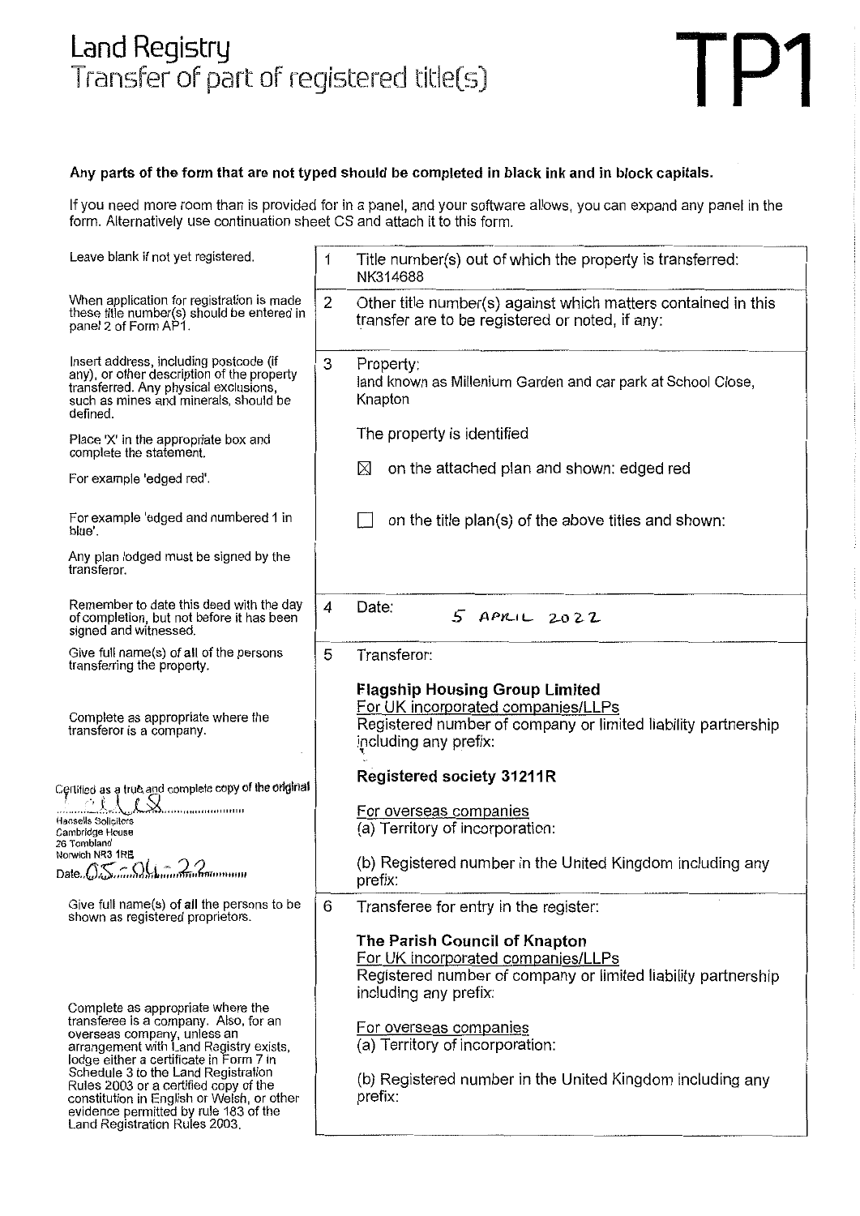# Land Registry
## Transfer of part of registered title(s)

# TP1

**Any parts of the form that are not typed should be completed in black ink and in block capitals.**

If you need more room than is provided for in a panel, and your software allows, you can expand any panel in the form. Alternatively use continuation sheet CS and attach it to this form.

| Guidance | Panel |
|---|---|
| Leave blank if not yet registered. | **1** Title number(s) out of which the property is transferred: NK314688 |
| When application for registration is made these title number(s) should be entered in panel 2 of Form AP1. | **2** Other title number(s) against which matters contained in this transfer are to be registered or noted, if any: |
| Insert address, including postcode (if any), or other description of the property transferred. Any physical exclusions, such as mines and minerals, should be defined. | **3** Property: land known as Millenium Garden and car park at School Close, Knapton |
| Place 'X' in the appropriate box and complete the statement. | The property is identified |
| For example 'edged red'. | ☒ on the attached plan and shown: edged red |
| For example 'edged and numbered 1 in blue'. | ☐ on the title plan(s) of the above titles and shown: |
| Any plan lodged must be signed by the transferor. | |
| Remember to date this deed with the day of completion, but not before it has been signed and witnessed. | **4** Date: 5 APRIL 2022 |
| Give full name(s) of all of the persons transferring the property. | **5** Transferor: **Flagship Housing Group Limited** |
| Complete as appropriate where the transferor is a company. | For UK incorporated companies/LLPs<br>Registered number of company or limited liability partnership including any prefix:<br>**Registered society 31211R**<br>For overseas companies<br>(a) Territory of incorporation:<br>(b) Registered number in the United Kingdom including any prefix: |
| Give full name(s) of all the persons to be shown as registered proprietors. | **6** Transferee for entry in the register: **The Parish Council of Knapton** |
| Complete as appropriate where the transferee is a company. Also, for an overseas company, unless an arrangement with Land Registry exists, lodge either a certificate in Form 7 in Schedule 3 to the Land Registration Rules 2003 or a certified copy of the constitution in English or Welsh, or other evidence permitted by rule 183 of the Land Registration Rules 2003. | For UK incorporated companies/LLPs<br>Registered number of company or limited liability partnership including any prefix:<br>For overseas companies<br>(a) Territory of incorporation:<br>(b) Registered number in the United Kingdom including any prefix: |

Certified as a true and complete copy of the original
[signature]
Hansells Solicitors
Cambridge House
26 Tombland
Norwich NR3 1RE
Date 05-04-22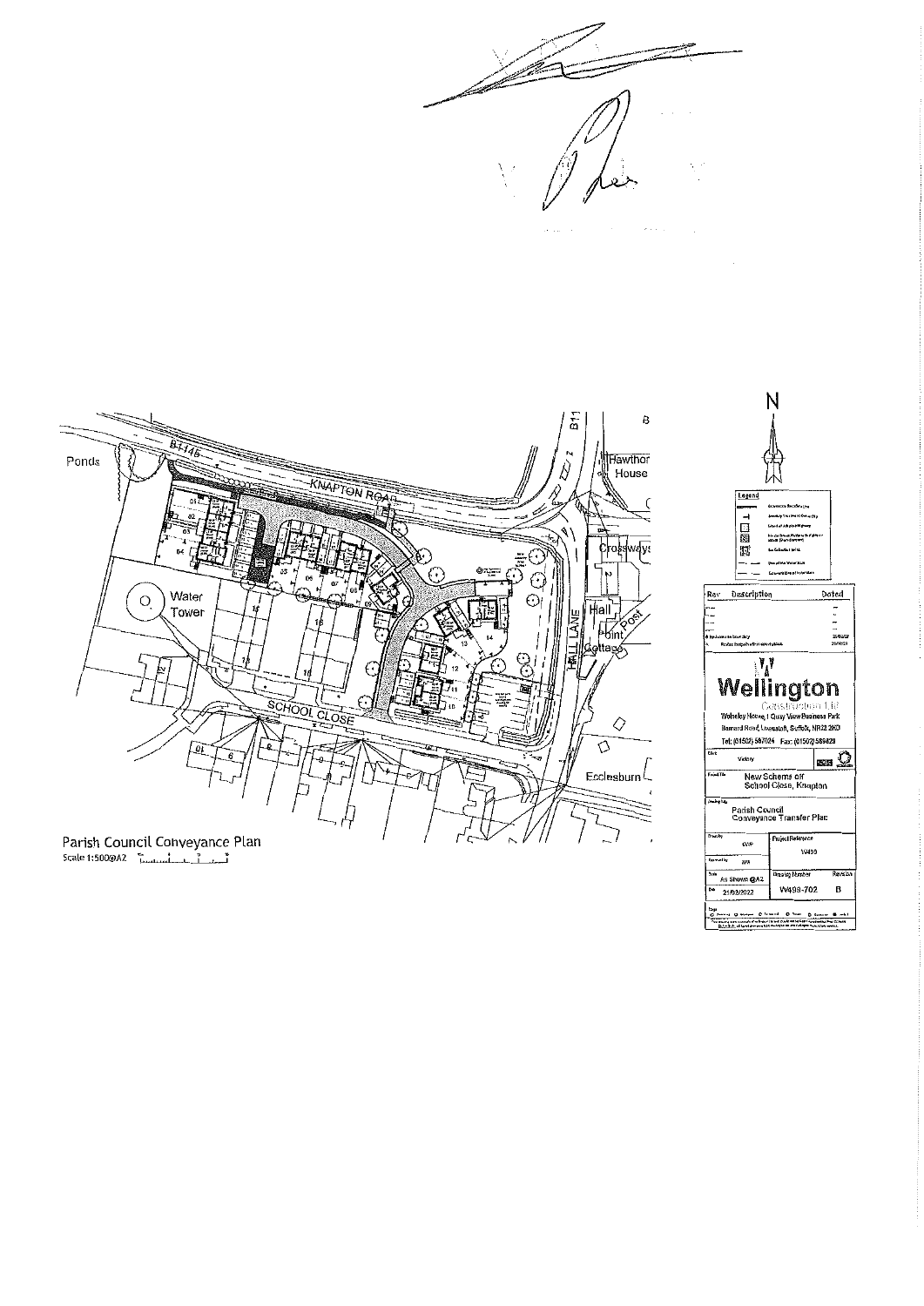Parish Council Conveyance Plan

Scale 1:500@A2

Ponds

B1145

KNAPTON ROAD

Water Tower

SCHOOL CLOSE

HALL LANE

Hawthorn House

Crossways

Hall

Post

Point Cottage

Ecclesburn

N

Legend

| Rev | Description | Dated |
|---|---|---|
| B | | |
| A | | |

**Wellington**

Construction Ltd

Wolseley House, 1 Quay View Business Park

Barnard Road, Lowestoft, Suffolk, NR32 2HD

Tel: (01502) 567024 Fax: (01502) 589429

Client: Victory

Project Title: New Scheme off School Close, Knapton

Drawing title: Parish Council Conveyance Transfer Plan

| Drawn by | Project Reference |
|---|---|
| | W499 |

| Scale | Drawing Number | Revision |
|---|---|---|
| As Shown @A2 | W499-702 | B |
| Date 21/02/2022 | | |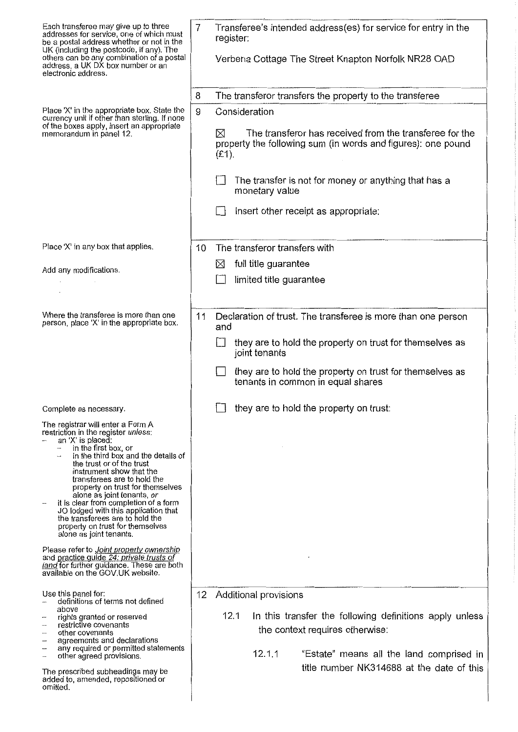| | |
|---|---|
| Each transferee may give up to three addresses for service, one of which must be a postal address whether or not in the UK (including the postcode, if any). The others can be any combination of a postal address, a UK DX box number or an electronic address. | 7 Transferee's intended address(es) for service for entry in the register:<br><br>Verbena Cottage The Street Knapton Norfolk NR28 OAD |
| | 8 The transferor transfers the property to the transferee |
| Place 'X' in the appropriate box. State the currency unit if other than sterling. If none of the boxes apply, insert an appropriate memorandum in panel 12. | 9 Consideration<br><br>☒ The transferor has received from the transferee for the property the following sum (in words and figures): one pound (£1).<br><br>☐ The transfer is not for money or anything that has a monetary value<br><br>☐ Insert other receipt as appropriate: |
| Place 'X' in any box that applies.<br><br>Add any modifications. | 10 The transferor transfers with<br><br>☒ full title guarantee<br><br>☐ limited title guarantee |
| Where the transferee is more than one person, place 'X' in the appropriate box.<br><br>Complete as necessary.<br><br>The registrar will enter a Form A restriction in the register *unless*:<br>– an 'X' is placed:<br>  – in the first box, or<br>  – in the third box and the details of the trust or of the trust instrument show that the transferees are to hold the property on trust for themselves alone as joint tenants, *or*<br>– it is clear from completion of a form JO lodged with this application that the transferees are to hold the property on trust for themselves alone as joint tenants.<br><br>Please refer to *Joint property ownership* and *practice guide 24: private trusts of land* for further guidance. These are both available on the GOV.UK website. | 11 Declaration of trust. The transferee is more than one person and<br><br>☐ they are to hold the property on trust for themselves as joint tenants<br><br>☐ they are to hold the property on trust for themselves as tenants in common in equal shares<br><br>☐ they are to hold the property on trust: |
| Use this panel for:<br>– definitions of terms not defined above<br>– rights granted or reserved<br>– restrictive covenants<br>– other covenants<br>– agreements and declarations<br>– any required or permitted statements<br>– other agreed provisions.<br><br>The prescribed subheadings may be added to, amended, repositioned or omitted. | 12 Additional provisions<br><br>12.1 In this transfer the following definitions apply unless the context requires otherwise:<br><br>12.1.1 "Estate" means all the land comprised in title number NK314688 at the date of this |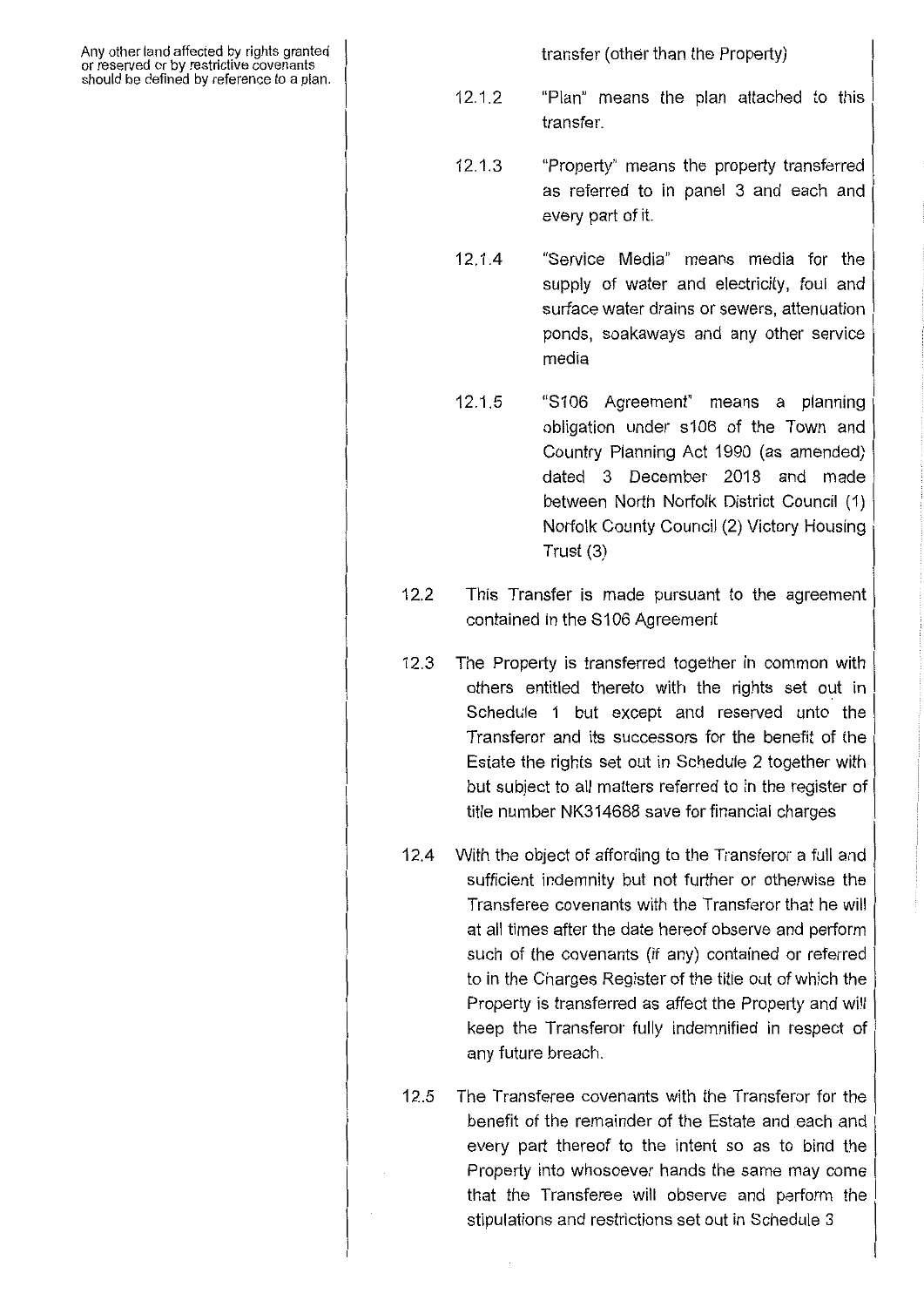Any other land affected by rights granted or reserved or by restrictive covenants should be defined by reference to a plan.

transfer (other than the Property)

12.1.2 "Plan" means the plan attached to this transfer.

12.1.3 "Property" means the property transferred as referred to in panel 3 and each and every part of it.

12.1.4 "Service Media" means media for the supply of water and electricity, foul and surface water drains or sewers, attenuation ponds, soakaways and any other service media

12.1.5 "S106 Agreement" means a planning obligation under s106 of the Town and Country Planning Act 1990 (as amended) dated 3 December 2018 and made between North Norfolk District Council (1) Norfolk County Council (2) Victory Housing Trust (3)

12.2 This Transfer is made pursuant to the agreement contained in the S106 Agreement

12.3 The Property is transferred together in common with others entitled thereto with the rights set out in Schedule 1 but except and reserved unto the Transferor and its successors for the benefit of the Estate the rights set out in Schedule 2 together with but subject to all matters referred to in the register of title number NK314688 save for financial charges

12.4 With the object of affording to the Transferor a full and sufficient indemnity but not further or otherwise the Transferee covenants with the Transferor that he will at all times after the date hereof observe and perform such of the covenants (if any) contained or referred to in the Charges Register of the title out of which the Property is transferred as affect the Property and will keep the Transferor fully indemnified in respect of any future breach.

12.5 The Transferee covenants with the Transferor for the benefit of the remainder of the Estate and each and every part thereof to the intent so as to bind the Property into whosoever hands the same may come that the Transferee will observe and perform the stipulations and restrictions set out in Schedule 3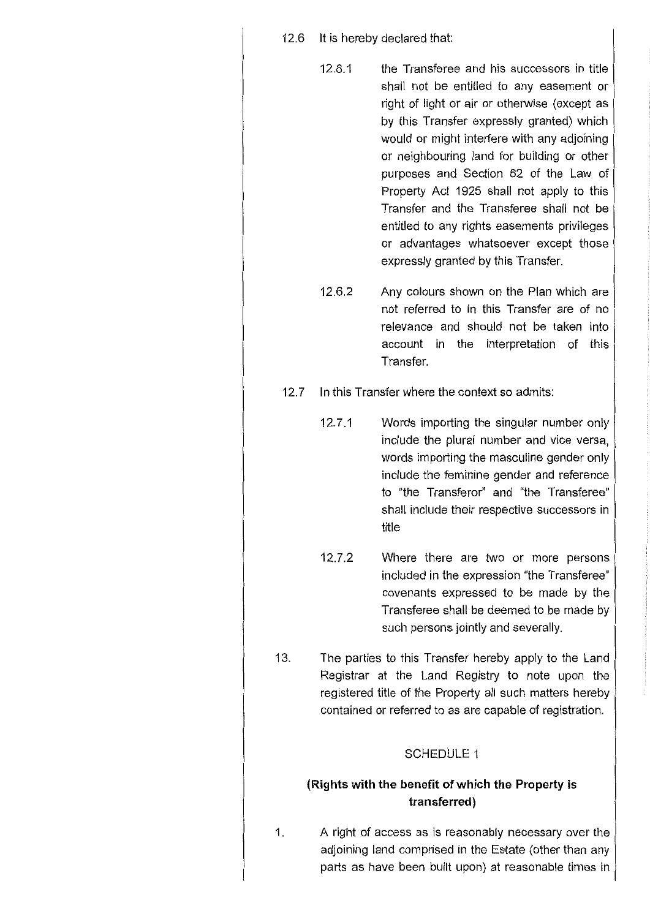12.6 It is hereby declared that:

12.6.1 the Transferee and his successors in title shall not be entitled to any easement or right of light or air or otherwise (except as by this Transfer expressly granted) which would or might interfere with any adjoining or neighbouring land for building or other purposes and Section 62 of the Law of Property Act 1925 shall not apply to this Transfer and the Transferee shall not be entitled to any rights easements privileges or advantages whatsoever except those expressly granted by this Transfer.

12.6.2 Any colours shown on the Plan which are not referred to in this Transfer are of no relevance and should not be taken into account in the interpretation of this Transfer.

12.7 In this Transfer where the context so admits:

12.7.1 Words importing the singular number only include the plural number and vice versa, words importing the masculine gender only include the feminine gender and reference to "the Transferor" and "the Transferee" shall include their respective successors in title

12.7.2 Where there are two or more persons included in the expression "the Transferee" covenants expressed to be made by the Transferee shall be deemed to be made by such persons jointly and severally.

13. The parties to this Transfer hereby apply to the Land Registrar at the Land Registry to note upon the registered title of the Property all such matters hereby contained or referred to as are capable of registration.

SCHEDULE 1

**(Rights with the benefit of which the Property is transferred)**

1. A right of access as is reasonably necessary over the adjoining land comprised in the Estate (other than any parts as have been built upon) at reasonable times in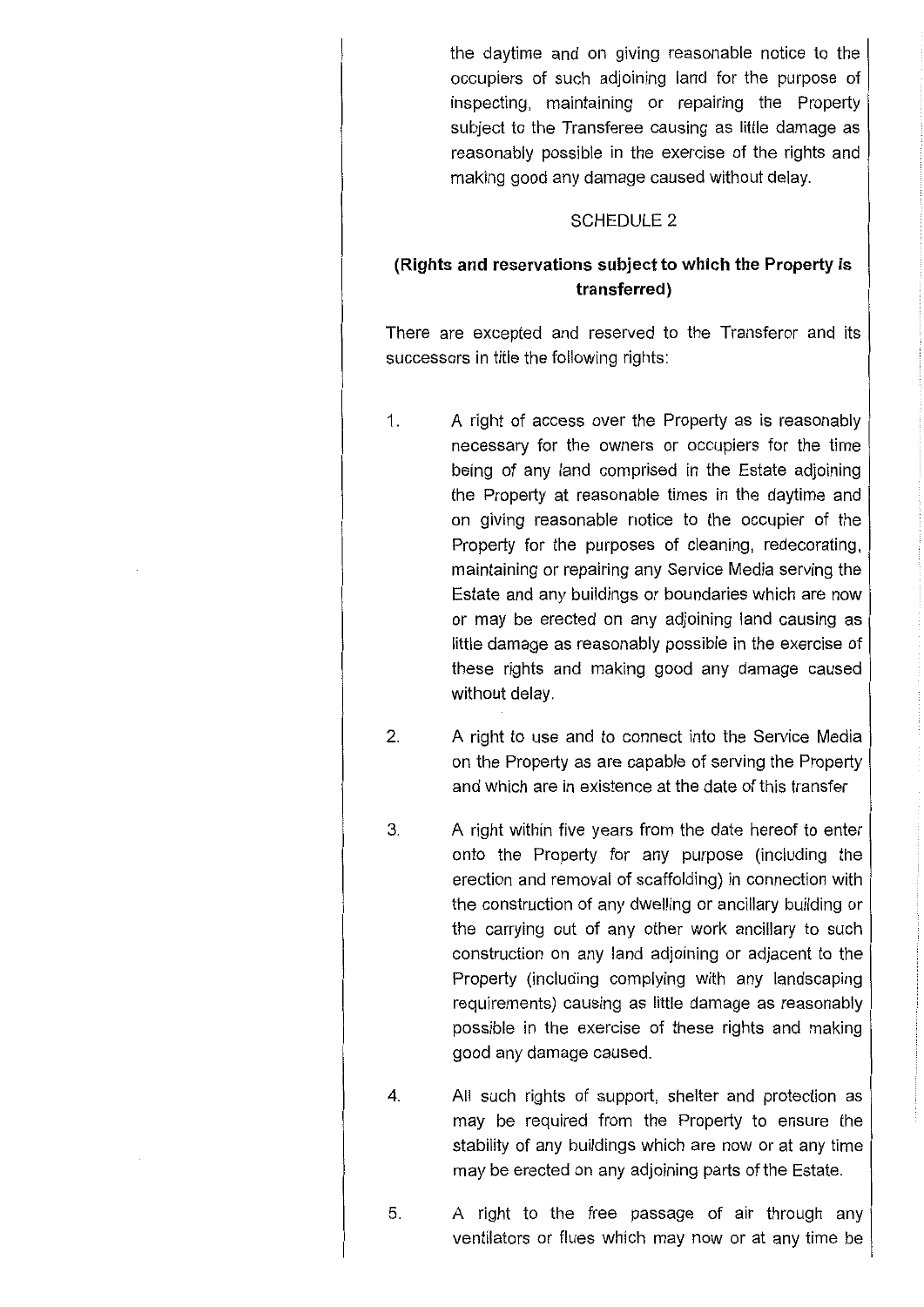the daytime and on giving reasonable notice to the occupiers of such adjoining land for the purpose of inspecting, maintaining or repairing the Property subject to the Transferee causing as little damage as reasonably possible in the exercise of the rights and making good any damage caused without delay.

## SCHEDULE 2

### (Rights and reservations subject to which the Property is transferred)

There are excepted and reserved to the Transferor and its successors in title the following rights:

1. A right of access over the Property as is reasonably necessary for the owners or occupiers for the time being of any land comprised in the Estate adjoining the Property at reasonable times in the daytime and on giving reasonable notice to the occupier of the Property for the purposes of cleaning, redecorating, maintaining or repairing any Service Media serving the Estate and any buildings or boundaries which are now or may be erected on any adjoining land causing as little damage as reasonably possible in the exercise of these rights and making good any damage caused without delay.

2. A right to use and to connect into the Service Media on the Property as are capable of serving the Property and which are in existence at the date of this transfer

3. A right within five years from the date hereof to enter onto the Property for any purpose (including the erection and removal of scaffolding) in connection with the construction of any dwelling or ancillary building or the carrying out of any other work ancillary to such construction on any land adjoining or adjacent to the Property (including complying with any landscaping requirements) causing as little damage as reasonably possible in the exercise of these rights and making good any damage caused.

4. All such rights of support, shelter and protection as may be required from the Property to ensure the stability of any buildings which are now or at any time may be erected on any adjoining parts of the Estate.

5. A right to the free passage of air through any ventilators or flues which may now or at any time be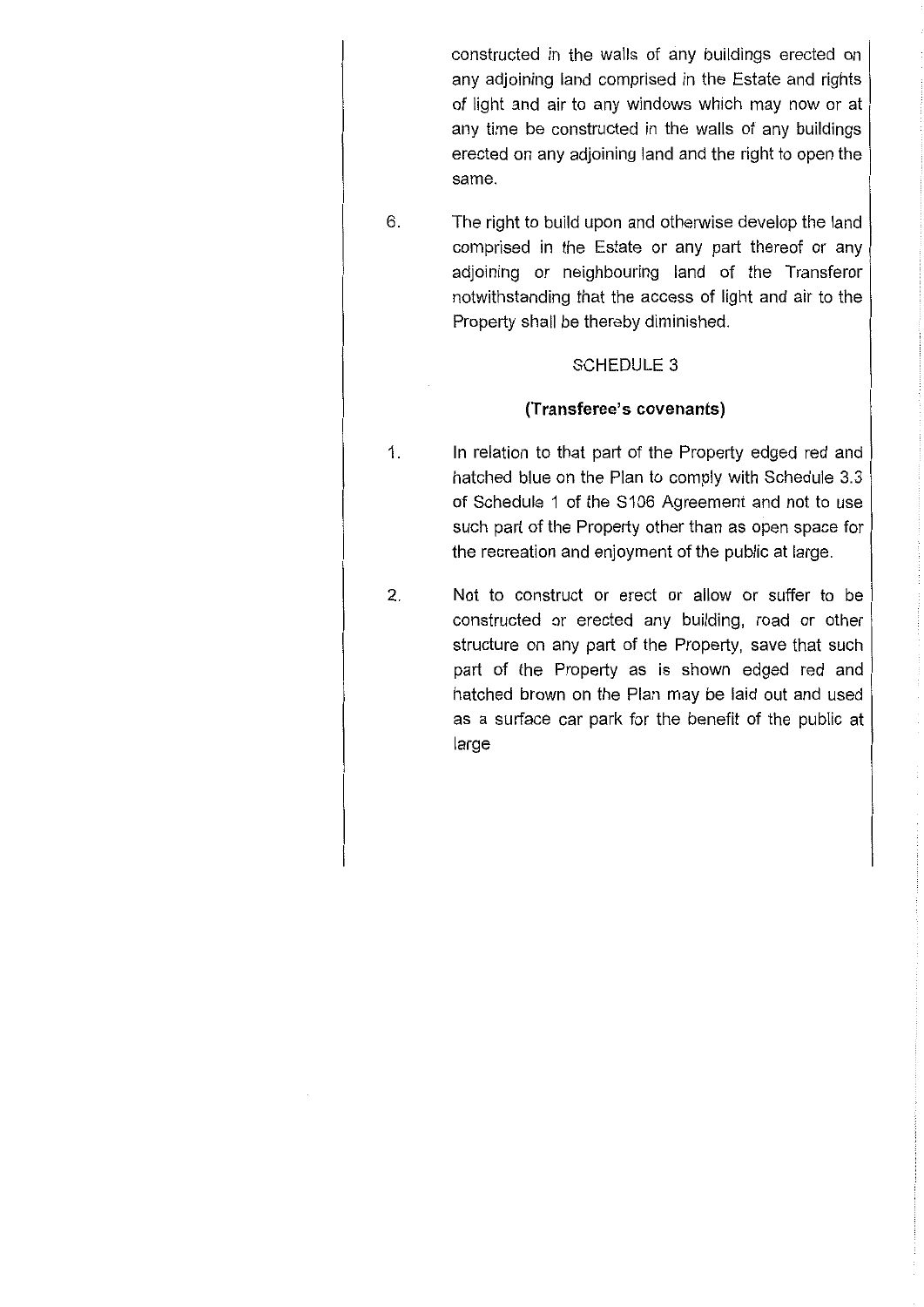constructed in the walls of any buildings erected on any adjoining land comprised in the Estate and rights of light and air to any windows which may now or at any time be constructed in the walls of any buildings erected on any adjoining land and the right to open the same.

6. The right to build upon and otherwise develop the land comprised in the Estate or any part thereof or any adjoining or neighbouring land of the Transferor notwithstanding that the access of light and air to the Property shall be thereby diminished.

SCHEDULE 3

**(Transferee's covenants)**

1. In relation to that part of the Property edged red and hatched blue on the Plan to comply with Schedule 3.3 of Schedule 1 of the S106 Agreement and not to use such part of the Property other than as open space for the recreation and enjoyment of the public at large.

2. Not to construct or erect or allow or suffer to be constructed or erected any building, road or other structure on any part of the Property, save that such part of the Property as is shown edged red and hatched brown on the Plan may be laid out and used as a surface car park for the benefit of the public at large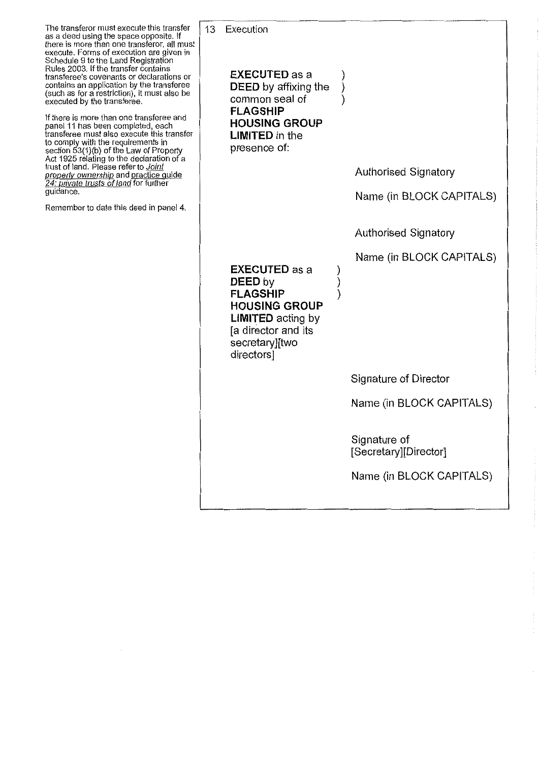The transferor must execute this transfer as a deed using the space opposite. If there is more than one transferor, all must execute. Forms of execution are given in Schedule 9 to the Land Registration Rules 2003. If the transfer contains transferee's covenants or declarations or contains an application by the transferee (such as for a restriction), it must also be executed by the transferee.

If there is more than one transferee and panel 11 has been completed, each transferee must also execute this transfer to comply with the requirements in section 53(1)(b) of the Law of Property Act 1925 relating to the declaration of a trust of land. Please refer to *Joint property ownership* and *practice guide 24: private trusts of land* for further guidance.

Remember to date this deed in panel 4.

13 Execution

**EXECUTED** as a **DEED** by affixing the common seal of **FLAGSHIP HOUSING GROUP LIMITED** in the presence of: )

Authorised Signatory

Name (in BLOCK CAPITALS)

Authorised Signatory

Name (in BLOCK CAPITALS)

**EXECUTED** as a **DEED** by **FLAGSHIP HOUSING GROUP LIMITED** acting by [a director and its secretary][two directors] )

Signature of Director

Name (in BLOCK CAPITALS)

Signature of [Secretary][Director]

Name (in BLOCK CAPITALS)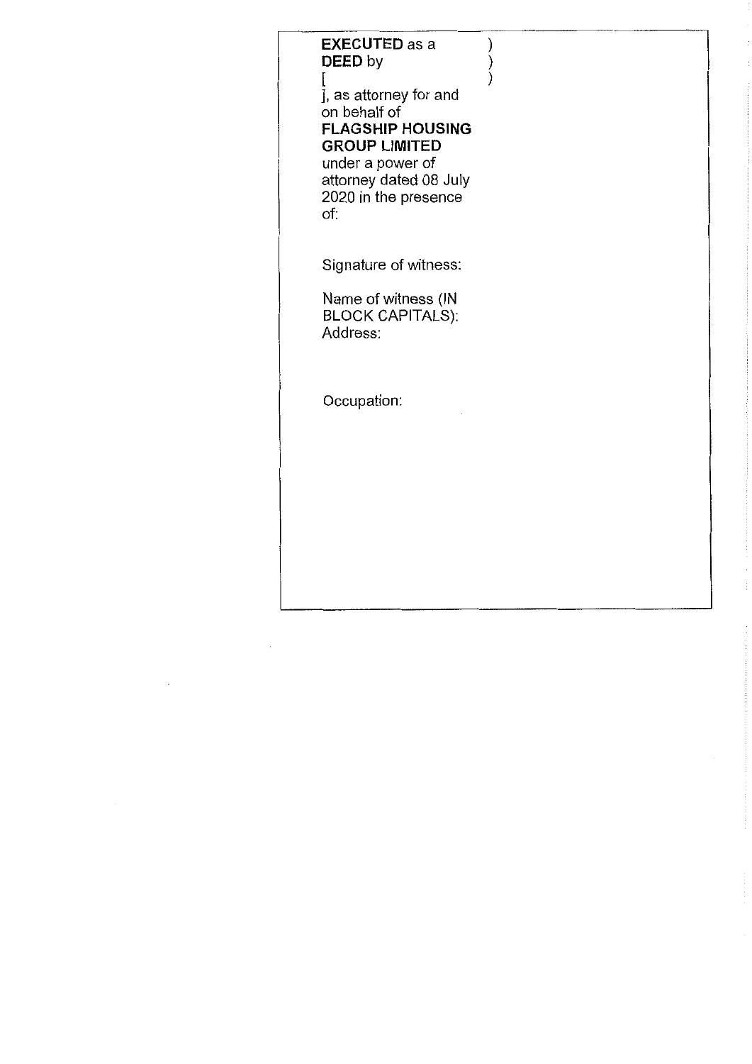**EXECUTED** as a **DEED** by [ ], as attorney for and on behalf of **FLAGSHIP HOUSING GROUP LIMITED** under a power of attorney dated 08 July 2020 in the presence of: )
)
)

Signature of witness:

Name of witness (IN BLOCK CAPITALS):
Address:

Occupation: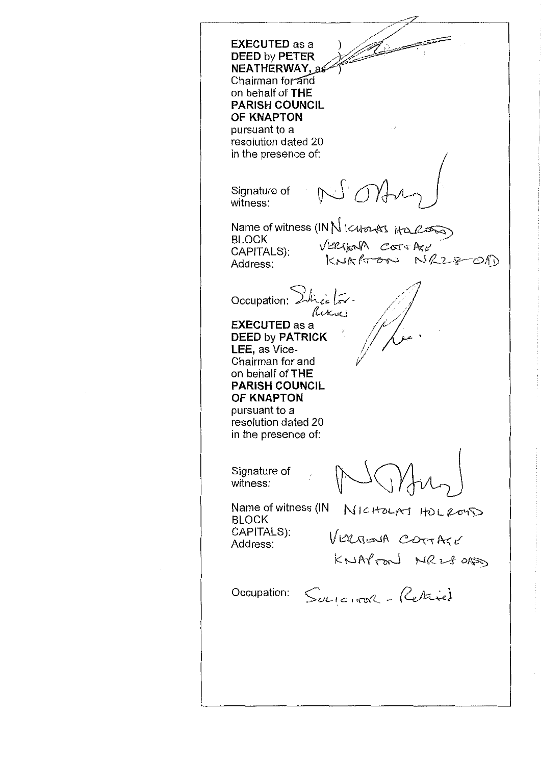**EXECUTED** as a **DEED** by **PETER NEATHERWAY**, as Chairman for and on behalf of **THE PARISH COUNCIL OF KNAPTON** pursuant to a resolution dated 20 in the presence of:

Signature of witness:

Name of witness (IN BLOCK CAPITALS): NICHOLAS HOLROYD

Address: VERBENA COTTAGE KNAPTON NR28 0AD

Occupation: Solicitor - Retired

**EXECUTED** as a **DEED** by **PATRICK LEE**, as Vice-Chairman for and on behalf of **THE PARISH COUNCIL OF KNAPTON** pursuant to a resolution dated 20 in the presence of:

Signature of witness:

Name of witness (IN BLOCK CAPITALS): NICHOLAS HOLROYD

Address: VERBENA COTTAGE KNAPTON NR28 0AD

Occupation: SOLICITOR - Retired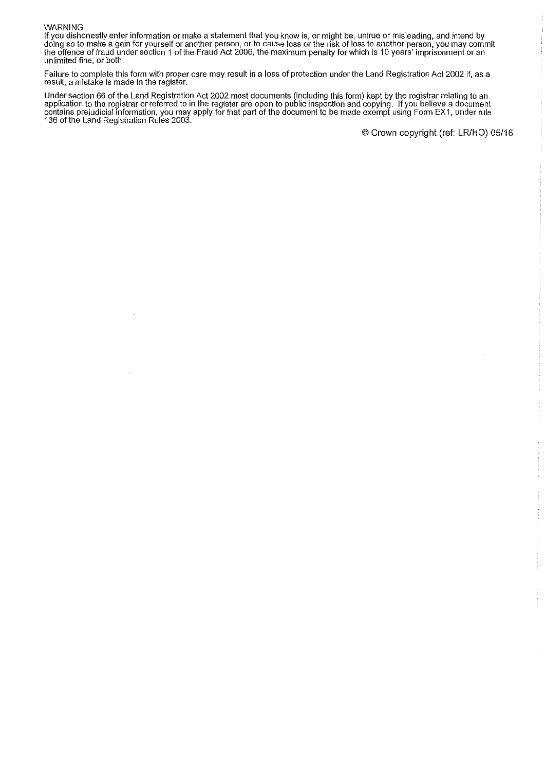WARNING

If you dishonestly enter information or make a statement that you know is, or might be, untrue or misleading, and intend by doing so to make a gain for yourself or another person, or to cause loss or the risk of loss to another person, you may commit the offence of fraud under section 1 of the Fraud Act 2006, the maximum penalty for which is 10 years' imprisonment or an unlimited fine, or both.

Failure to complete this form with proper care may result in a loss of protection under the Land Registration Act 2002 if, as a result, a mistake is made in the register.

Under section 66 of the Land Registration Act 2002 most documents (including this form) kept by the registrar relating to an application to the registrar or referred to in the register are open to public inspection and copying. If you believe a document contains prejudicial information, you may apply for that part of the document to be made exempt using Form EX1, under rule 136 of the Land Registration Rules 2003.

© Crown copyright (ref: LR/HO) 05/16